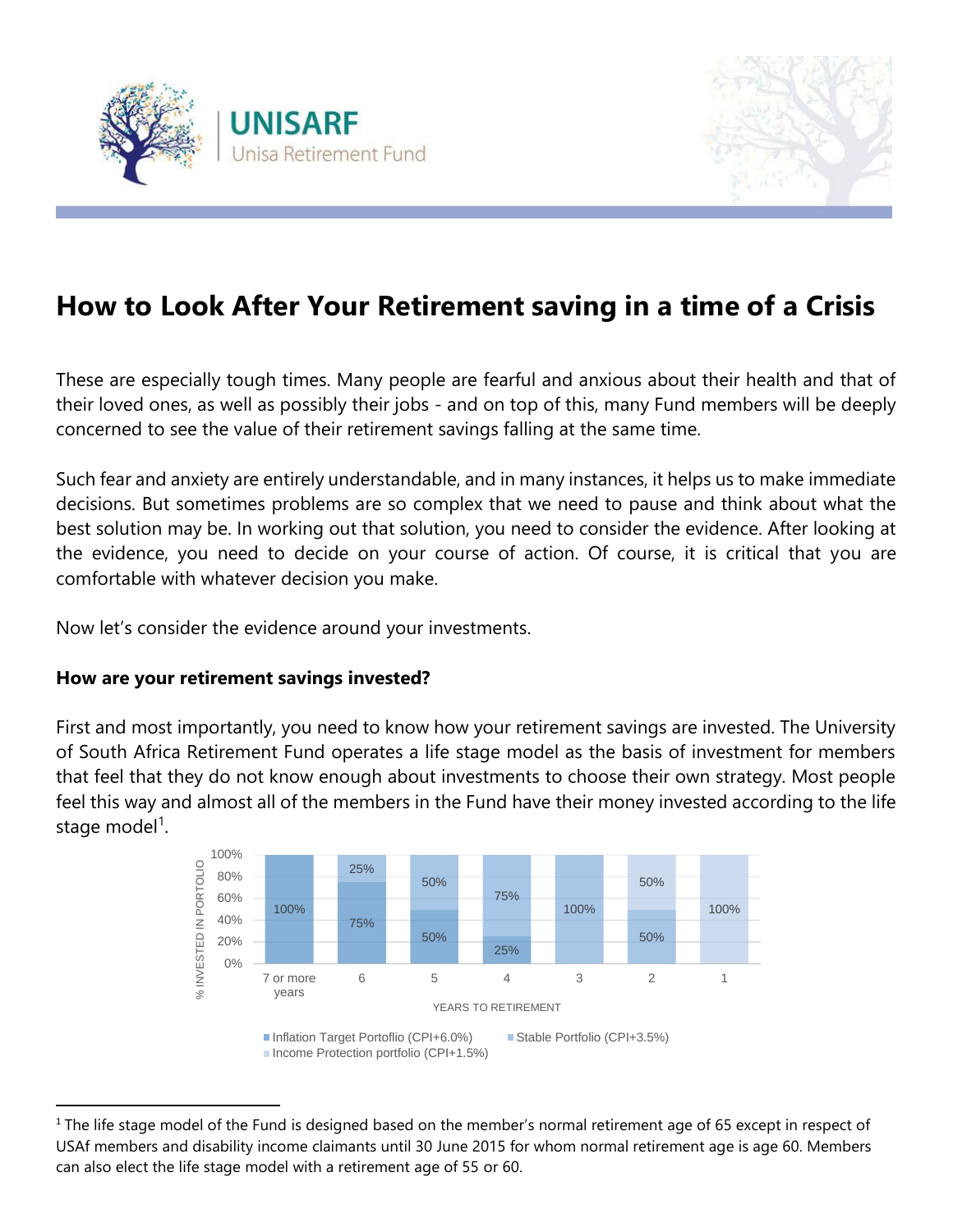**UNISARF**
Unisa Retirement Fund

# How to Look After Your Retirement saving in a time of a Crisis

These are especially tough times. Many people are fearful and anxious about their health and that of their loved ones, as well as possibly their jobs - and on top of this, many Fund members will be deeply concerned to see the value of their retirement savings falling at the same time.

Such fear and anxiety are entirely understandable, and in many instances, it helps us to make immediate decisions. But sometimes problems are so complex that we need to pause and think about what the best solution may be. In working out that solution, you need to consider the evidence. After looking at the evidence, you need to decide on your course of action. Of course, it is critical that you are comfortable with whatever decision you make.

Now let's consider the evidence around your investments.

**How are your retirement savings invested?**

First and most importantly, you need to know how your retirement savings are invested. The University of South Africa Retirement Fund operates a life stage model as the basis of investment for members that feel that they do not know enough about investments to choose their own strategy. Most people feel this way and almost all of the members in the Fund have their money invested according to the life stage model[1].

| YEARS TO RETIREMENT | 7 or more years | 6 | 5 | 4 | 3 | 2 | 1 |
|---|---|---|---|---|---|---|---|
| Inflation Target Portoflio (CPI+6.0%) | 100% | 75% | 50% | 25% | | | |
| Stable Portfolio (CPI+3.5%) | | 25% | 50% | 75% | 100% | 50% | |
| Income Protection portfolio (CPI+1.5%) | | | | | | 50% | 100% |

% INVESTED IN PORTOLIO

[1] The life stage model of the Fund is designed based on the member's normal retirement age of 65 except in respect of USAf members and disability income claimants until 30 June 2015 for whom normal retirement age is age 60. Members can also elect the life stage model with a retirement age of 55 or 60.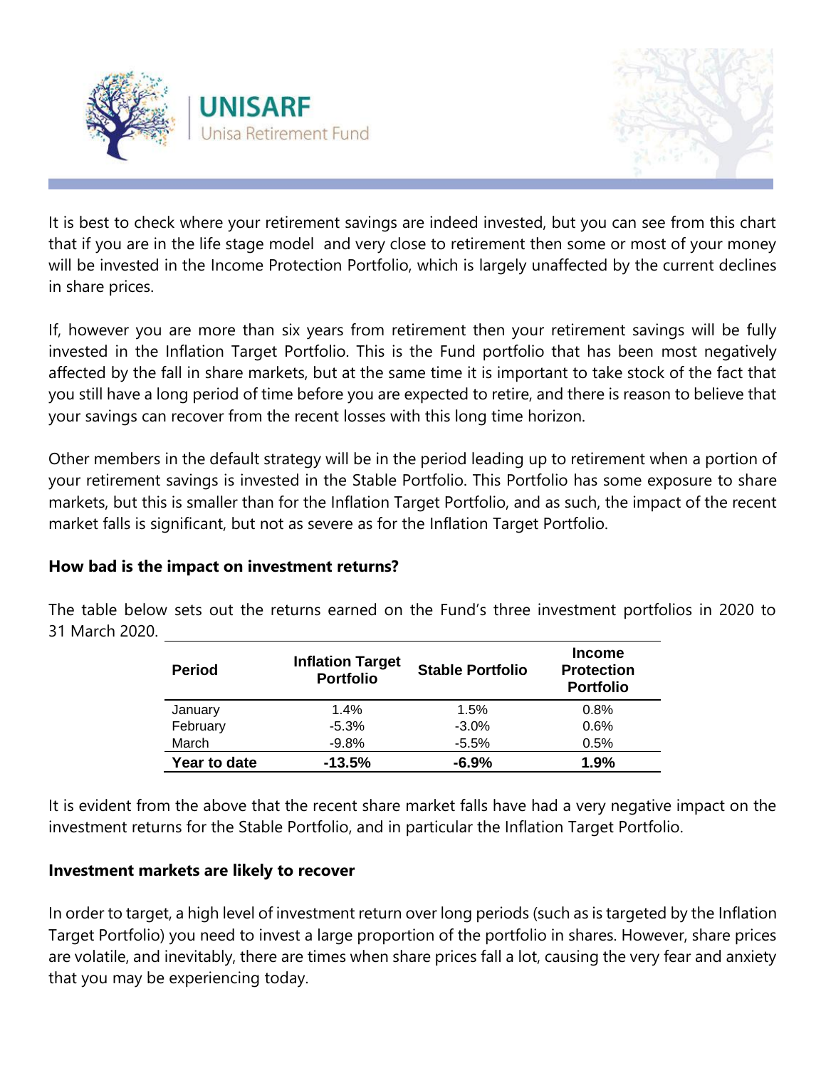It is best to check where your retirement savings are indeed invested, but you can see from this chart that if you are in the life stage model and very close to retirement then some or most of your money will be invested in the Income Protection Portfolio, which is largely unaffected by the current declines in share prices.

If, however you are more than six years from retirement then your retirement savings will be fully invested in the Inflation Target Portfolio. This is the Fund portfolio that has been most negatively affected by the fall in share markets, but at the same time it is important to take stock of the fact that you still have a long period of time before you are expected to retire, and there is reason to believe that your savings can recover from the recent losses with this long time horizon.

Other members in the default strategy will be in the period leading up to retirement when a portion of your retirement savings is invested in the Stable Portfolio. This Portfolio has some exposure to share markets, but this is smaller than for the Inflation Target Portfolio, and as such, the impact of the recent market falls is significant, but not as severe as for the Inflation Target Portfolio.

**How bad is the impact on investment returns?**

The table below sets out the returns earned on the Fund's three investment portfolios in 2020 to 31 March 2020.

| Period | Inflation Target Portfolio | Stable Portfolio | Income Protection Portfolio |
|---|---|---|---|
| January | 1.4% | 1.5% | 0.8% |
| February | -5.3% | -3.0% | 0.6% |
| March | -9.8% | -5.5% | 0.5% |
| **Year to date** | **-13.5%** | **-6.9%** | **1.9%** |

It is evident from the above that the recent share market falls have had a very negative impact on the investment returns for the Stable Portfolio, and in particular the Inflation Target Portfolio.

**Investment markets are likely to recover**

In order to target, a high level of investment return over long periods (such as is targeted by the Inflation Target Portfolio) you need to invest a large proportion of the portfolio in shares. However, share prices are volatile, and inevitably, there are times when share prices fall a lot, causing the very fear and anxiety that you may be experiencing today.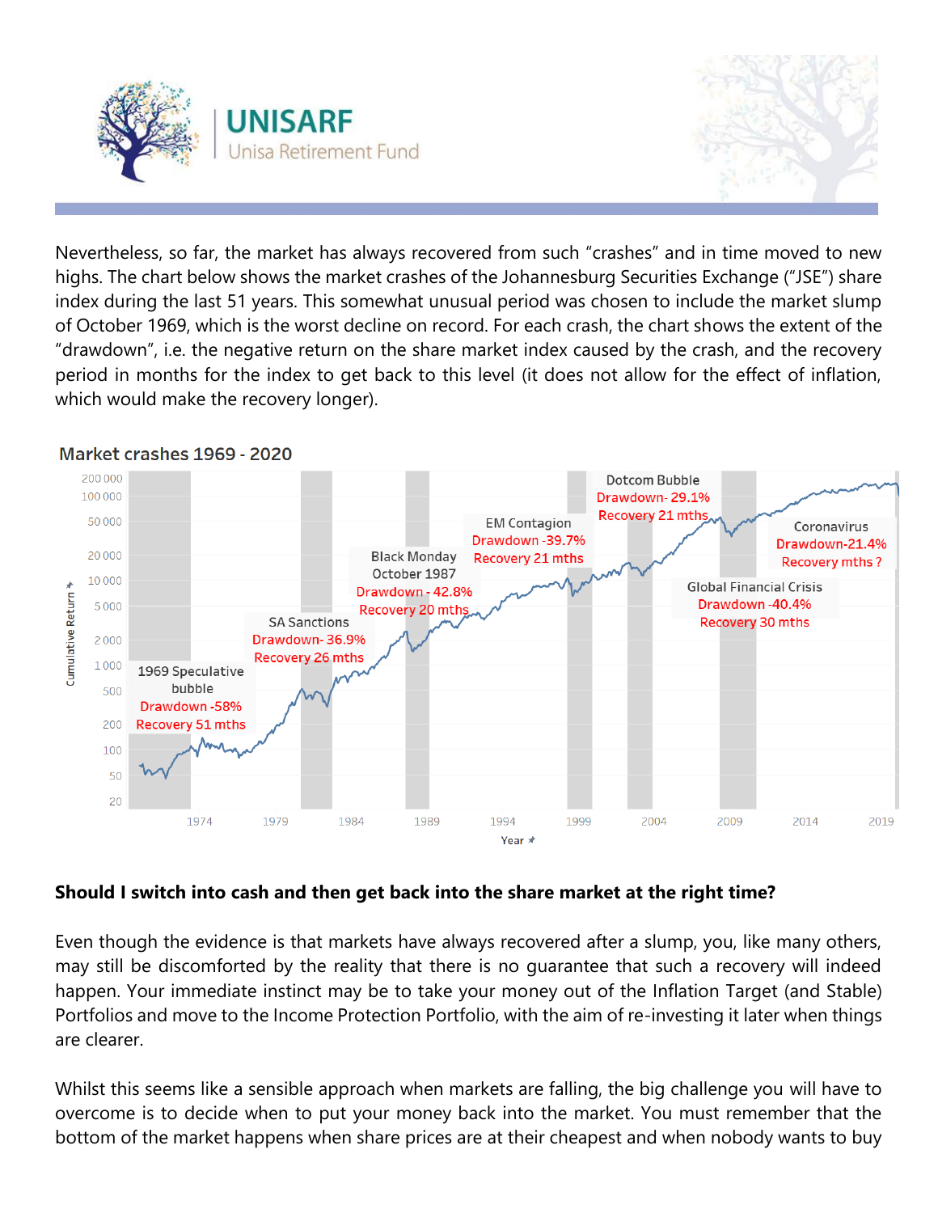Nevertheless, so far, the market has always recovered from such "crashes" and in time moved to new highs. The chart below shows the market crashes of the Johannesburg Securities Exchange ("JSE") share index during the last 51 years. This somewhat unusual period was chosen to include the market slump of October 1969, which is the worst decline on record. For each crash, the chart shows the extent of the "drawdown", i.e. the negative return on the share market index caused by the crash, and the recovery period in months for the index to get back to this level (it does not allow for the effect of inflation, which would make the recovery longer).

Market crashes 1969 - 2020

**Should I switch into cash and then get back into the share market at the right time?**

Even though the evidence is that markets have always recovered after a slump, you, like many others, may still be discomforted by the reality that there is no guarantee that such a recovery will indeed happen. Your immediate instinct may be to take your money out of the Inflation Target (and Stable) Portfolios and move to the Income Protection Portfolio, with the aim of re-investing it later when things are clearer.

Whilst this seems like a sensible approach when markets are falling, the big challenge you will have to overcome is to decide when to put your money back into the market. You must remember that the bottom of the market happens when share prices are at their cheapest and when nobody wants to buy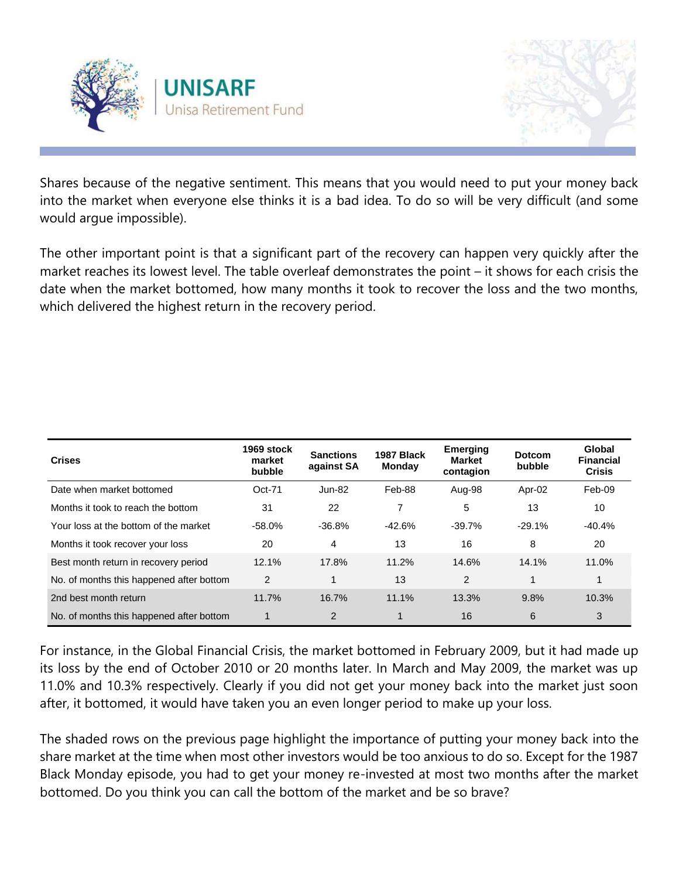Shares because of the negative sentiment. This means that you would need to put your money back into the market when everyone else thinks it is a bad idea. To do so will be very difficult (and some would argue impossible).

The other important point is that a significant part of the recovery can happen very quickly after the market reaches its lowest level. The table overleaf demonstrates the point – it shows for each crisis the date when the market bottomed, how many months it took to recover the loss and the two months, which delivered the highest return in the recovery period.

| Crises | 1969 stock market bubble | Sanctions against SA | 1987 Black Monday | Emerging Market contagion | Dotcom bubble | Global Financial Crisis |
|---|---|---|---|---|---|---|
| Date when market bottomed | Oct-71 | Jun-82 | Feb-88 | Aug-98 | Apr-02 | Feb-09 |
| Months it took to reach the bottom | 31 | 22 | 7 | 5 | 13 | 10 |
| Your loss at the bottom of the market | -58.0% | -36.8% | -42.6% | -39.7% | -29.1% | -40.4% |
| Months it took recover your loss | 20 | 4 | 13 | 16 | 8 | 20 |
| Best month return in recovery period | 12.1% | 17.8% | 11.2% | 14.6% | 14.1% | 11.0% |
| No. of months this happened after bottom | 2 | 1 | 13 | 2 | 1 | 1 |
| 2nd best month return | 11.7% | 16.7% | 11.1% | 13.3% | 9.8% | 10.3% |
| No. of months this happened after bottom | 1 | 2 | 1 | 16 | 6 | 3 |

For instance, in the Global Financial Crisis, the market bottomed in February 2009, but it had made up its loss by the end of October 2010 or 20 months later. In March and May 2009, the market was up 11.0% and 10.3% respectively. Clearly if you did not get your money back into the market just soon after, it bottomed, it would have taken you an even longer period to make up your loss.

The shaded rows on the previous page highlight the importance of putting your money back into the share market at the time when most other investors would be too anxious to do so. Except for the 1987 Black Monday episode, you had to get your money re-invested at most two months after the market bottomed. Do you think you can call the bottom of the market and be so brave?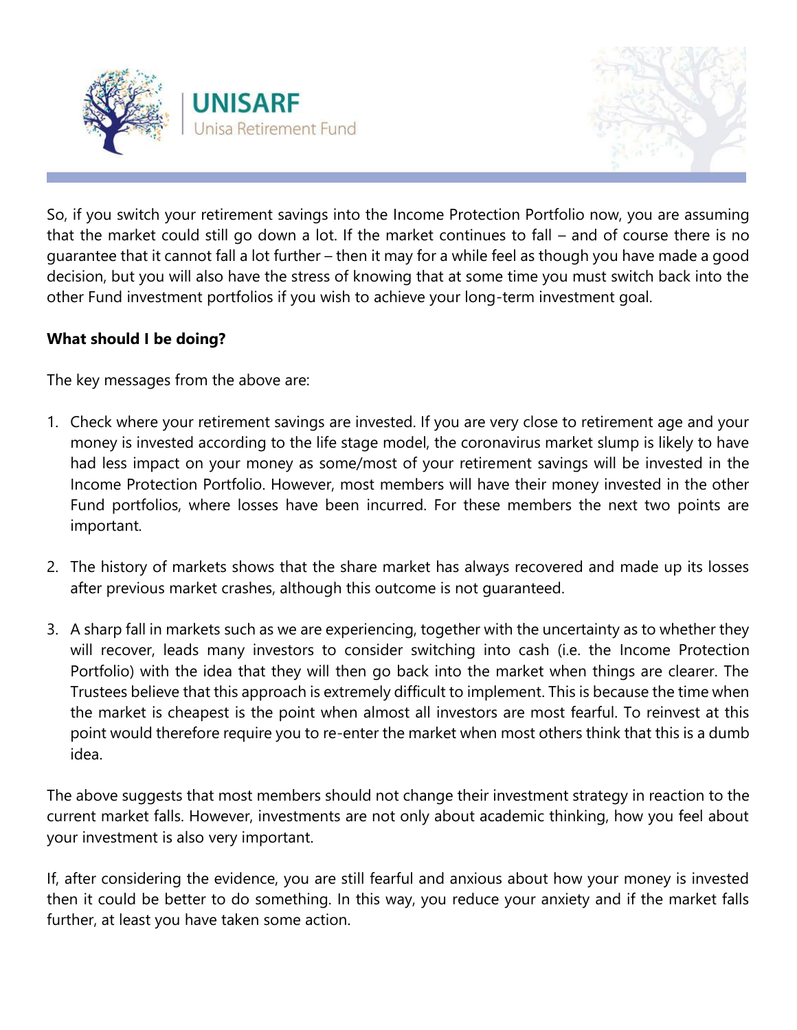So, if you switch your retirement savings into the Income Protection Portfolio now, you are assuming that the market could still go down a lot. If the market continues to fall – and of course there is no guarantee that it cannot fall a lot further – then it may for a while feel as though you have made a good decision, but you will also have the stress of knowing that at some time you must switch back into the other Fund investment portfolios if you wish to achieve your long-term investment goal.

**What should I be doing?**

The key messages from the above are:

1. Check where your retirement savings are invested. If you are very close to retirement age and your money is invested according to the life stage model, the coronavirus market slump is likely to have had less impact on your money as some/most of your retirement savings will be invested in the Income Protection Portfolio. However, most members will have their money invested in the other Fund portfolios, where losses have been incurred. For these members the next two points are important.

2. The history of markets shows that the share market has always recovered and made up its losses after previous market crashes, although this outcome is not guaranteed.

3. A sharp fall in markets such as we are experiencing, together with the uncertainty as to whether they will recover, leads many investors to consider switching into cash (i.e. the Income Protection Portfolio) with the idea that they will then go back into the market when things are clearer. The Trustees believe that this approach is extremely difficult to implement. This is because the time when the market is cheapest is the point when almost all investors are most fearful. To reinvest at this point would therefore require you to re-enter the market when most others think that this is a dumb idea.

The above suggests that most members should not change their investment strategy in reaction to the current market falls. However, investments are not only about academic thinking, how you feel about your investment is also very important.

If, after considering the evidence, you are still fearful and anxious about how your money is invested then it could be better to do something. In this way, you reduce your anxiety and if the market falls further, at least you have taken some action.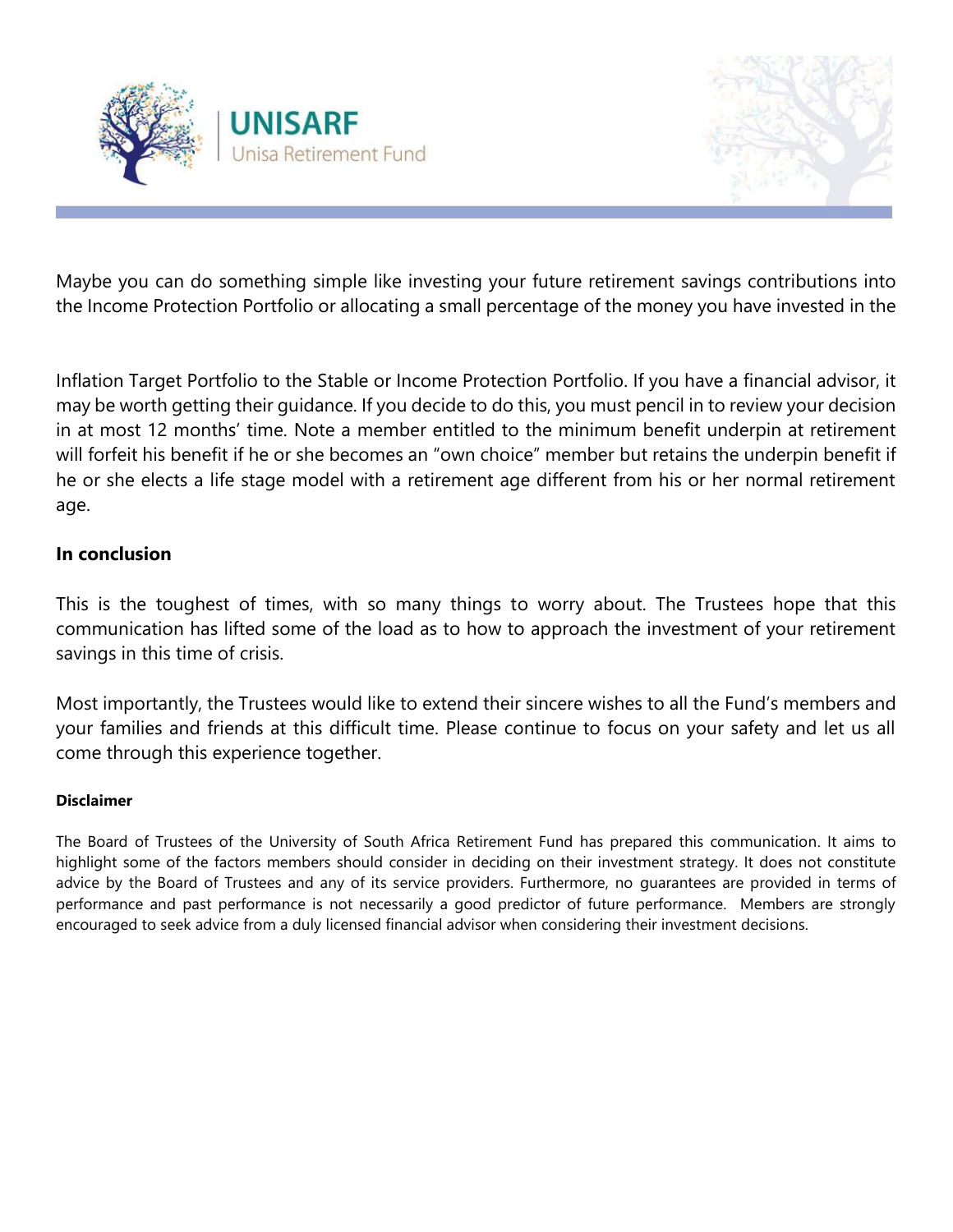Maybe you can do something simple like investing your future retirement savings contributions into the Income Protection Portfolio or allocating a small percentage of the money you have invested in the

Inflation Target Portfolio to the Stable or Income Protection Portfolio. If you have a financial advisor, it may be worth getting their guidance. If you decide to do this, you must pencil in to review your decision in at most 12 months' time. Note a member entitled to the minimum benefit underpin at retirement will forfeit his benefit if he or she becomes an "own choice" member but retains the underpin benefit if he or she elects a life stage model with a retirement age different from his or her normal retirement age.

### In conclusion

This is the toughest of times, with so many things to worry about. The Trustees hope that this communication has lifted some of the load as to how to approach the investment of your retirement savings in this time of crisis.

Most importantly, the Trustees would like to extend their sincere wishes to all the Fund's members and your families and friends at this difficult time. Please continue to focus on your safety and let us all come through this experience together.

#### Disclaimer

The Board of Trustees of the University of South Africa Retirement Fund has prepared this communication. It aims to highlight some of the factors members should consider in deciding on their investment strategy. It does not constitute advice by the Board of Trustees and any of its service providers. Furthermore, no guarantees are provided in terms of performance and past performance is not necessarily a good predictor of future performance. Members are strongly encouraged to seek advice from a duly licensed financial advisor when considering their investment decisions.